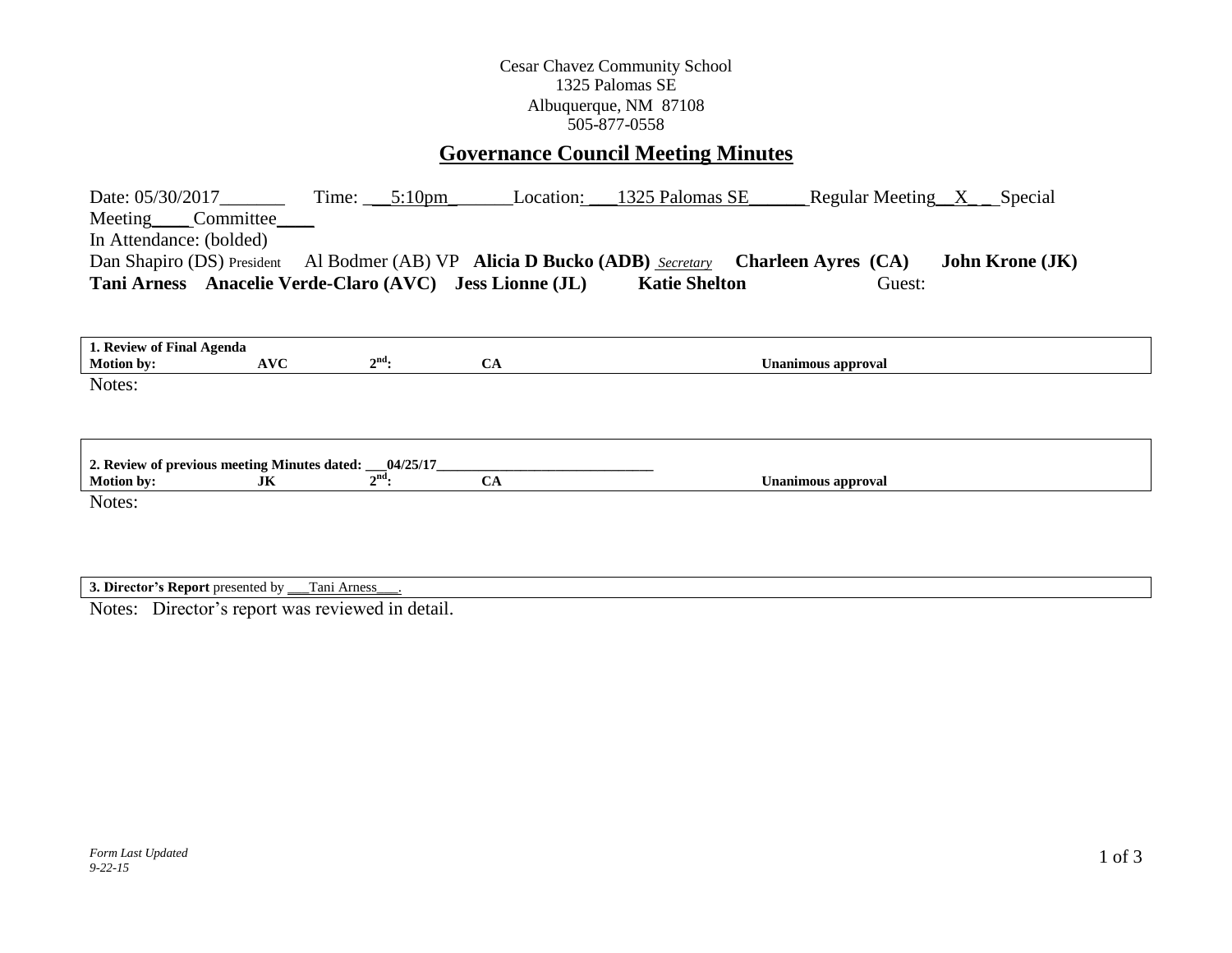Cesar Chavez Community School
1325 Palomas SE
Albuquerque, NM 87108
505-877-0558

# Governance Council Meeting Minutes

Date: 05/30/2017_______ Time: ___5:10pm_______Location: ___1325 Palomas SE______ Regular Meeting__X__ Special Meeting____ Committee____

In Attendance: (bolded)

Dan Shapiro (DS) President Al Bodmer (AB) VP **Alicia D Bucko (ADB)** *Secretary* **Charleen Ayres (CA)** **John Krone (JK)** **Tani Arness** **Anacelie Verde-Claro (AVC)** **Jess Lionne (JL)** **Katie Shelton** Guest:

| **1. Review of Final Agenda** | | | | |
|---|---|---|---|---|
| **Motion by:** | **AVC** | **2nd:** | **CA** | **Unanimous approval** |

Notes:

| **2. Review of previous meeting Minutes dated: ___04/25/17______________________________** | | | | |
|---|---|---|---|---|
| **Motion by:** | **JK** | **2nd:** | **CA** | **Unanimous approval** |

Notes:

| **3. Director's Report** presented by ___Tani Arness___. |
|---|

Notes: Director's report was reviewed in detail.

*Form Last Updated 9-22-15*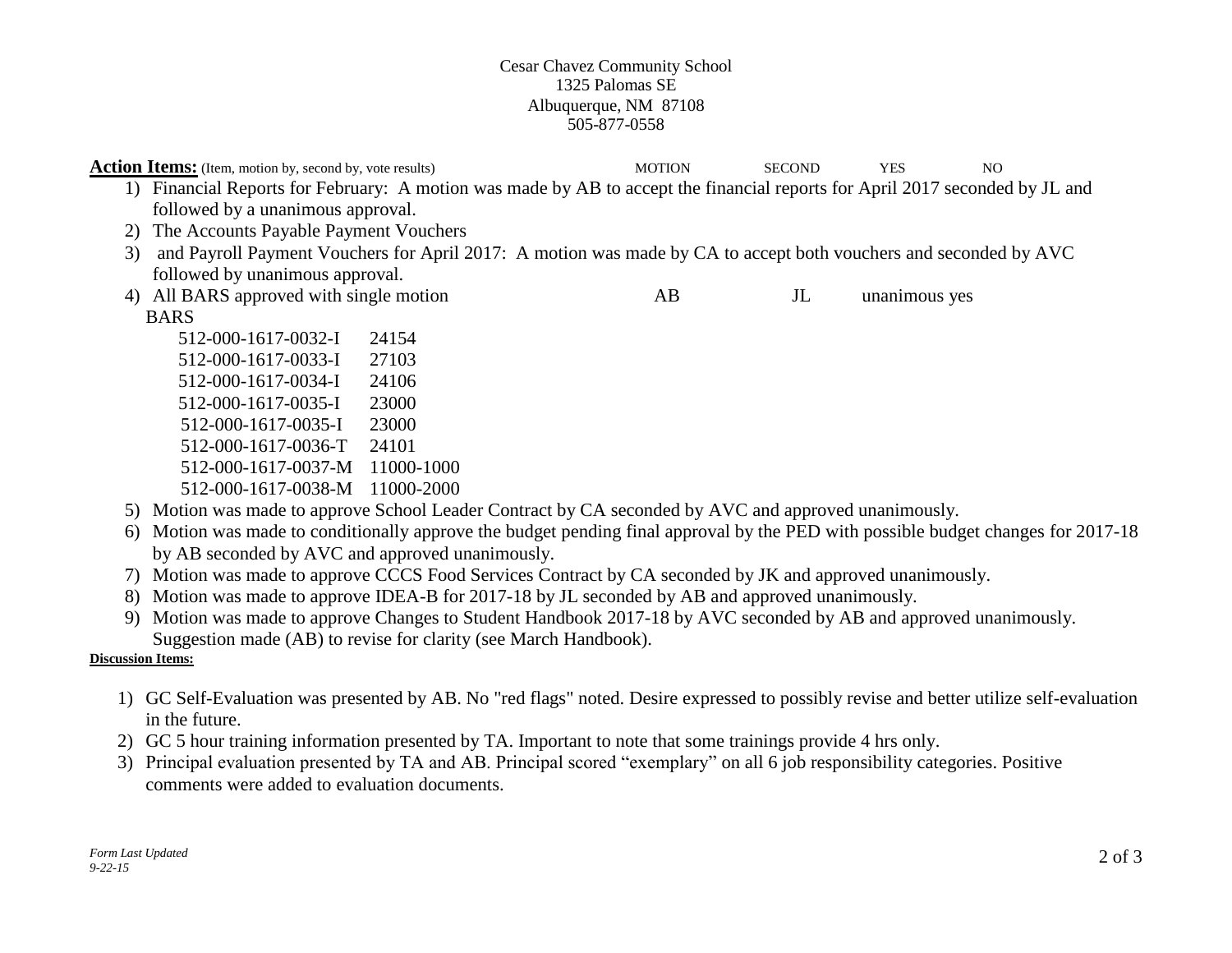Cesar Chavez Community School
1325 Palomas SE
Albuquerque, NM 87108
505-877-0558

**Action Items:** (Item, motion by, second by, vote results) MOTION SECOND YES NO

1) Financial Reports for February: A motion was made by AB to accept the financial reports for April 2017 seconded by JL and followed by a unanimous approval.
2) The Accounts Payable Payment Vouchers
3) and Payroll Payment Vouchers for April 2017: A motion was made by CA to accept both vouchers and seconded by AVC followed by unanimous approval.
4) All BARS approved with single motion AB JL unanimous yes

   BARS

   | | |
   |---|---|
   | 512-000-1617-0032-I | 24154 |
   | 512-000-1617-0033-I | 27103 |
   | 512-000-1617-0034-I | 24106 |
   | 512-000-1617-0035-I | 23000 |
   | 512-000-1617-0035-I | 23000 |
   | 512-000-1617-0036-T | 24101 |
   | 512-000-1617-0037-M | 11000-1000 |
   | 512-000-1617-0038-M | 11000-2000 |

5) Motion was made to approve School Leader Contract by CA seconded by AVC and approved unanimously.
6) Motion was made to conditionally approve the budget pending final approval by the PED with possible budget changes for 2017-18 by AB seconded by AVC and approved unanimously.
7) Motion was made to approve CCCS Food Services Contract by CA seconded by JK and approved unanimously.
8) Motion was made to approve IDEA-B for 2017-18 by JL seconded by AB and approved unanimously.
9) Motion was made to approve Changes to Student Handbook 2017-18 by AVC seconded by AB and approved unanimously. Suggestion made (AB) to revise for clarity (see March Handbook).

**Discussion Items:**

1) GC Self-Evaluation was presented by AB. No "red flags" noted. Desire expressed to possibly revise and better utilize self-evaluation in the future.
2) GC 5 hour training information presented by TA. Important to note that some trainings provide 4 hrs only.
3) Principal evaluation presented by TA and AB. Principal scored "exemplary" on all 6 job responsibility categories. Positive comments were added to evaluation documents.

*Form Last Updated 9-22-15*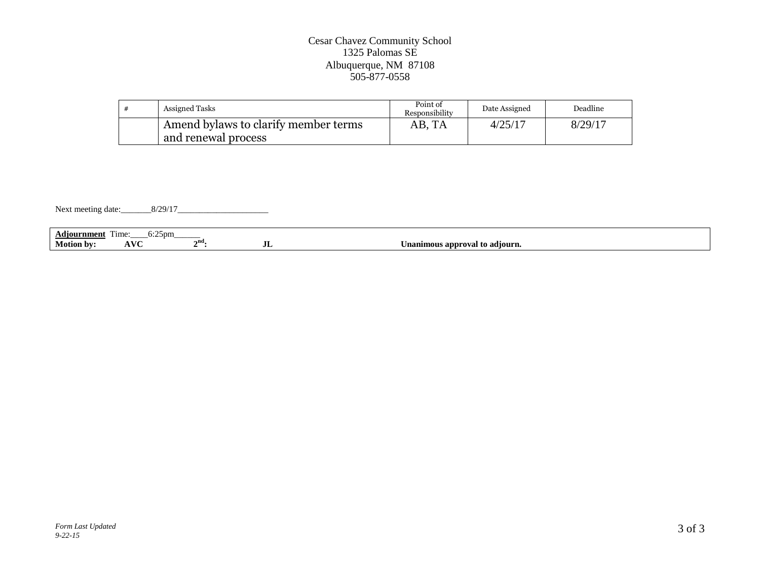Cesar Chavez Community School
1325 Palomas SE
Albuquerque, NM 87108
505-877-0558

| # | Assigned Tasks | Point of Responsibility | Date Assigned | Deadline |
|---|---|---|---|---|
| | Amend bylaws to clarify member terms and renewal process | AB, TA | 4/25/17 | 8/29/17 |

Next meeting date:_______8/29/17_____________________

| **Adjournment** Time:____6:25pm______ | | | | |
|---|---|---|---|---|
| **Motion by:** | **AVC** | **$2^{nd}$:** | **JL** | **Unanimous approval to adjourn.** |

*Form Last Updated*
*9-22-15*